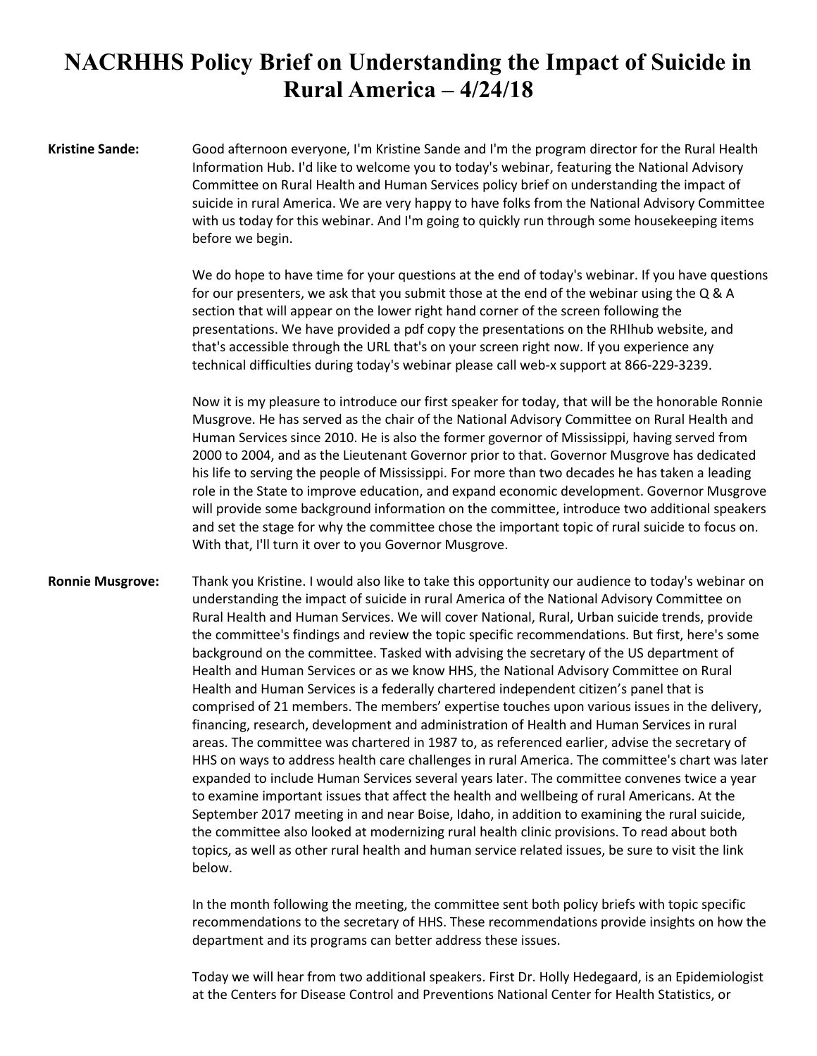# NACRHHS Policy Brief on Understanding the Impact of Suicide in Rural America – 4/24/18

**Kristine Sande:** Good afternoon everyone, I'm Kristine Sande and I'm the program director for the Rural Health Information Hub. I'd like to welcome you to today's webinar, featuring the National Advisory Committee on Rural Health and Human Services policy brief on understanding the impact of suicide in rural America. We are very happy to have folks from the National Advisory Committee with us today for this webinar. And I'm going to quickly run through some housekeeping items before we begin.

We do hope to have time for your questions at the end of today's webinar. If you have questions for our presenters, we ask that you submit those at the end of the webinar using the Q & A section that will appear on the lower right hand corner of the screen following the presentations. We have provided a pdf copy the presentations on the RHIhub website, and that's accessible through the URL that's on your screen right now. If you experience any technical difficulties during today's webinar please call web-x support at 866-229-3239.

Now it is my pleasure to introduce our first speaker for today, that will be the honorable Ronnie Musgrove. He has served as the chair of the National Advisory Committee on Rural Health and Human Services since 2010. He is also the former governor of Mississippi, having served from 2000 to 2004, and as the Lieutenant Governor prior to that. Governor Musgrove has dedicated his life to serving the people of Mississippi. For more than two decades he has taken a leading role in the State to improve education, and expand economic development. Governor Musgrove will provide some background information on the committee, introduce two additional speakers and set the stage for why the committee chose the important topic of rural suicide to focus on. With that, I'll turn it over to you Governor Musgrove.

**Ronnie Musgrove:** Thank you Kristine. I would also like to take this opportunity our audience to today's webinar on understanding the impact of suicide in rural America of the National Advisory Committee on Rural Health and Human Services. We will cover National, Rural, Urban suicide trends, provide the committee's findings and review the topic specific recommendations. But first, here's some background on the committee. Tasked with advising the secretary of the US department of Health and Human Services or as we know HHS, the National Advisory Committee on Rural Health and Human Services is a federally chartered independent citizen's panel that is comprised of 21 members. The members' expertise touches upon various issues in the delivery, financing, research, development and administration of Health and Human Services in rural areas. The committee was chartered in 1987 to, as referenced earlier, advise the secretary of HHS on ways to address health care challenges in rural America. The committee's chart was later expanded to include Human Services several years later. The committee convenes twice a year to examine important issues that affect the health and wellbeing of rural Americans. At the September 2017 meeting in and near Boise, Idaho, in addition to examining the rural suicide, the committee also looked at modernizing rural health clinic provisions. To read about both topics, as well as other rural health and human service related issues, be sure to visit the link below.

In the month following the meeting, the committee sent both policy briefs with topic specific recommendations to the secretary of HHS. These recommendations provide insights on how the department and its programs can better address these issues.

Today we will hear from two additional speakers. First Dr. Holly Hedegaard, is an Epidemiologist at the Centers for Disease Control and Preventions National Center for Health Statistics, or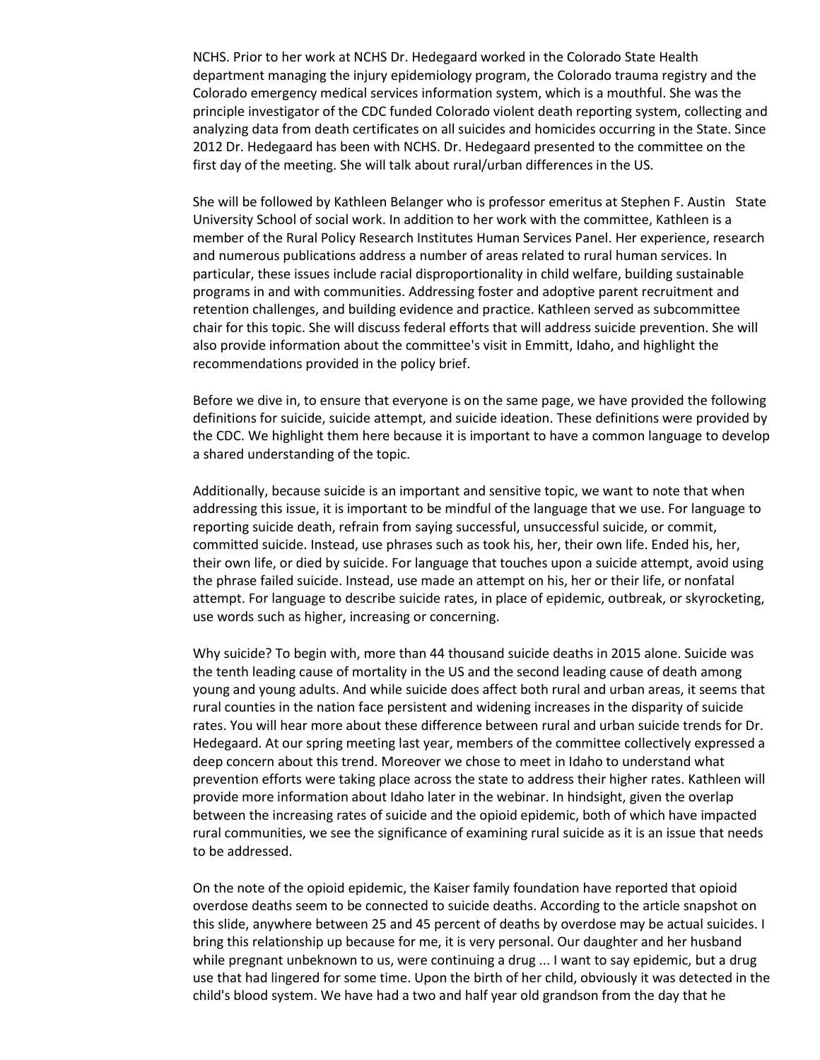NCHS. Prior to her work at NCHS Dr. Hedegaard worked in the Colorado State Health department managing the injury epidemiology program, the Colorado trauma registry and the Colorado emergency medical services information system, which is a mouthful. She was the principle investigator of the CDC funded Colorado violent death reporting system, collecting and analyzing data from death certificates on all suicides and homicides occurring in the State. Since 2012 Dr. Hedegaard has been with NCHS. Dr. Hedegaard presented to the committee on the first day of the meeting. She will talk about rural/urban differences in the US.

She will be followed by Kathleen Belanger who is professor emeritus at Stephen F. Austin State University School of social work. In addition to her work with the committee, Kathleen is a member of the Rural Policy Research Institutes Human Services Panel. Her experience, research and numerous publications address a number of areas related to rural human services. In particular, these issues include racial disproportionality in child welfare, building sustainable programs in and with communities. Addressing foster and adoptive parent recruitment and retention challenges, and building evidence and practice. Kathleen served as subcommittee chair for this topic. She will discuss federal efforts that will address suicide prevention. She will also provide information about the committee's visit in Emmitt, Idaho, and highlight the recommendations provided in the policy brief.

Before we dive in, to ensure that everyone is on the same page, we have provided the following definitions for suicide, suicide attempt, and suicide ideation. These definitions were provided by the CDC. We highlight them here because it is important to have a common language to develop a shared understanding of the topic.

Additionally, because suicide is an important and sensitive topic, we want to note that when addressing this issue, it is important to be mindful of the language that we use. For language to reporting suicide death, refrain from saying successful, unsuccessful suicide, or commit, committed suicide. Instead, use phrases such as took his, her, their own life. Ended his, her, their own life, or died by suicide. For language that touches upon a suicide attempt, avoid using the phrase failed suicide. Instead, use made an attempt on his, her or their life, or nonfatal attempt. For language to describe suicide rates, in place of epidemic, outbreak, or skyrocketing, use words such as higher, increasing or concerning.

Why suicide? To begin with, more than 44 thousand suicide deaths in 2015 alone. Suicide was the tenth leading cause of mortality in the US and the second leading cause of death among young and young adults. And while suicide does affect both rural and urban areas, it seems that rural counties in the nation face persistent and widening increases in the disparity of suicide rates. You will hear more about these difference between rural and urban suicide trends for Dr. Hedegaard. At our spring meeting last year, members of the committee collectively expressed a deep concern about this trend. Moreover we chose to meet in Idaho to understand what prevention efforts were taking place across the state to address their higher rates. Kathleen will provide more information about Idaho later in the webinar. In hindsight, given the overlap between the increasing rates of suicide and the opioid epidemic, both of which have impacted rural communities, we see the significance of examining rural suicide as it is an issue that needs to be addressed.

On the note of the opioid epidemic, the Kaiser family foundation have reported that opioid overdose deaths seem to be connected to suicide deaths. According to the article snapshot on this slide, anywhere between 25 and 45 percent of deaths by overdose may be actual suicides. I bring this relationship up because for me, it is very personal. Our daughter and her husband while pregnant unbeknown to us, were continuing a drug ... I want to say epidemic, but a drug use that had lingered for some time. Upon the birth of her child, obviously it was detected in the child's blood system. We have had a two and half year old grandson from the day that he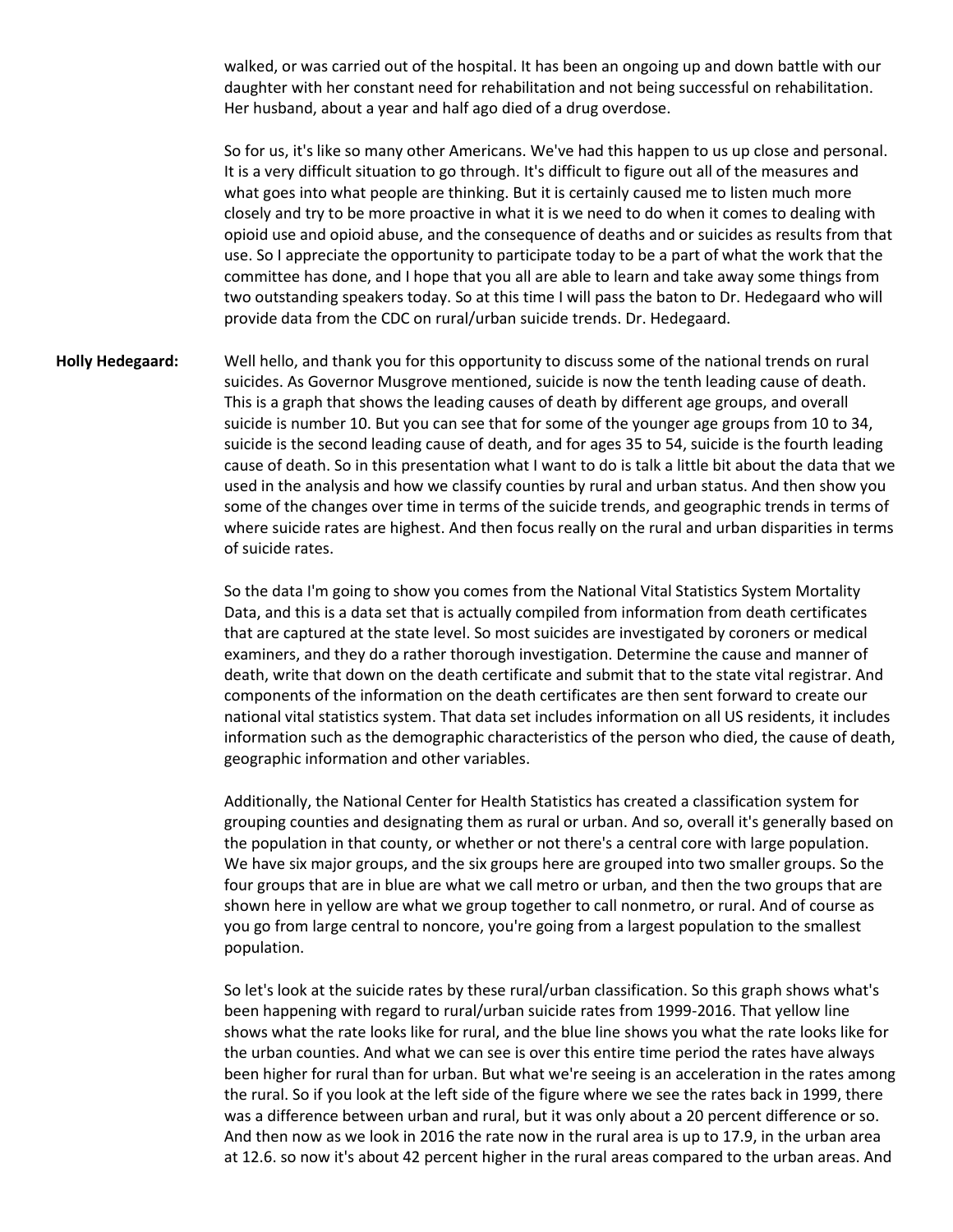walked, or was carried out of the hospital. It has been an ongoing up and down battle with our daughter with her constant need for rehabilitation and not being successful on rehabilitation. Her husband, about a year and half ago died of a drug overdose.

So for us, it's like so many other Americans. We've had this happen to us up close and personal. It is a very difficult situation to go through. It's difficult to figure out all of the measures and what goes into what people are thinking. But it is certainly caused me to listen much more closely and try to be more proactive in what it is we need to do when it comes to dealing with opioid use and opioid abuse, and the consequence of deaths and or suicides as results from that use. So I appreciate the opportunity to participate today to be a part of what the work that the committee has done, and I hope that you all are able to learn and take away some things from two outstanding speakers today. So at this time I will pass the baton to Dr. Hedegaard who will provide data from the CDC on rural/urban suicide trends. Dr. Hedegaard.

**Holly Hedegaard:** Well hello, and thank you for this opportunity to discuss some of the national trends on rural suicides. As Governor Musgrove mentioned, suicide is now the tenth leading cause of death. This is a graph that shows the leading causes of death by different age groups, and overall suicide is number 10. But you can see that for some of the younger age groups from 10 to 34, suicide is the second leading cause of death, and for ages 35 to 54, suicide is the fourth leading cause of death. So in this presentation what I want to do is talk a little bit about the data that we used in the analysis and how we classify counties by rural and urban status. And then show you some of the changes over time in terms of the suicide trends, and geographic trends in terms of where suicide rates are highest. And then focus really on the rural and urban disparities in terms of suicide rates.

So the data I'm going to show you comes from the National Vital Statistics System Mortality Data, and this is a data set that is actually compiled from information from death certificates that are captured at the state level. So most suicides are investigated by coroners or medical examiners, and they do a rather thorough investigation. Determine the cause and manner of death, write that down on the death certificate and submit that to the state vital registrar. And components of the information on the death certificates are then sent forward to create our national vital statistics system. That data set includes information on all US residents, it includes information such as the demographic characteristics of the person who died, the cause of death, geographic information and other variables.

Additionally, the National Center for Health Statistics has created a classification system for grouping counties and designating them as rural or urban. And so, overall it's generally based on the population in that county, or whether or not there's a central core with large population. We have six major groups, and the six groups here are grouped into two smaller groups. So the four groups that are in blue are what we call metro or urban, and then the two groups that are shown here in yellow are what we group together to call nonmetro, or rural. And of course as you go from large central to noncore, you're going from a largest population to the smallest population.

So let's look at the suicide rates by these rural/urban classification. So this graph shows what's been happening with regard to rural/urban suicide rates from 1999-2016. That yellow line shows what the rate looks like for rural, and the blue line shows you what the rate looks like for the urban counties. And what we can see is over this entire time period the rates have always been higher for rural than for urban. But what we're seeing is an acceleration in the rates among the rural. So if you look at the left side of the figure where we see the rates back in 1999, there was a difference between urban and rural, but it was only about a 20 percent difference or so. And then now as we look in 2016 the rate now in the rural area is up to 17.9, in the urban area at 12.6. so now it's about 42 percent higher in the rural areas compared to the urban areas. And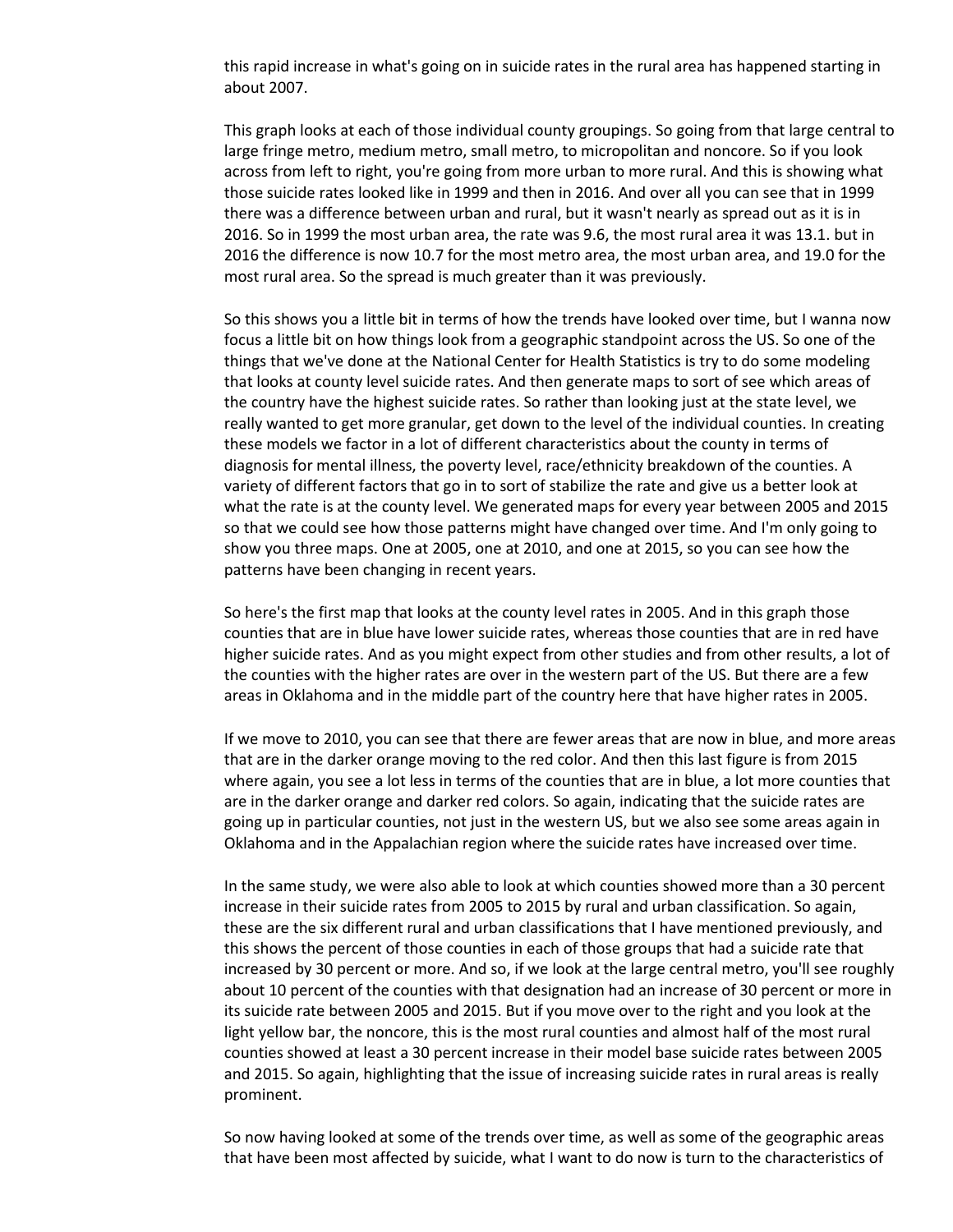this rapid increase in what's going on in suicide rates in the rural area has happened starting in about 2007.

This graph looks at each of those individual county groupings. So going from that large central to large fringe metro, medium metro, small metro, to micropolitan and noncore. So if you look across from left to right, you're going from more urban to more rural. And this is showing what those suicide rates looked like in 1999 and then in 2016. And over all you can see that in 1999 there was a difference between urban and rural, but it wasn't nearly as spread out as it is in 2016. So in 1999 the most urban area, the rate was 9.6, the most rural area it was 13.1. but in 2016 the difference is now 10.7 for the most metro area, the most urban area, and 19.0 for the most rural area. So the spread is much greater than it was previously.

So this shows you a little bit in terms of how the trends have looked over time, but I wanna now focus a little bit on how things look from a geographic standpoint across the US. So one of the things that we've done at the National Center for Health Statistics is try to do some modeling that looks at county level suicide rates. And then generate maps to sort of see which areas of the country have the highest suicide rates. So rather than looking just at the state level, we really wanted to get more granular, get down to the level of the individual counties. In creating these models we factor in a lot of different characteristics about the county in terms of diagnosis for mental illness, the poverty level, race/ethnicity breakdown of the counties. A variety of different factors that go in to sort of stabilize the rate and give us a better look at what the rate is at the county level. We generated maps for every year between 2005 and 2015 so that we could see how those patterns might have changed over time. And I'm only going to show you three maps. One at 2005, one at 2010, and one at 2015, so you can see how the patterns have been changing in recent years.

So here's the first map that looks at the county level rates in 2005. And in this graph those counties that are in blue have lower suicide rates, whereas those counties that are in red have higher suicide rates. And as you might expect from other studies and from other results, a lot of the counties with the higher rates are over in the western part of the US. But there are a few areas in Oklahoma and in the middle part of the country here that have higher rates in 2005.

If we move to 2010, you can see that there are fewer areas that are now in blue, and more areas that are in the darker orange moving to the red color. And then this last figure is from 2015 where again, you see a lot less in terms of the counties that are in blue, a lot more counties that are in the darker orange and darker red colors. So again, indicating that the suicide rates are going up in particular counties, not just in the western US, but we also see some areas again in Oklahoma and in the Appalachian region where the suicide rates have increased over time.

In the same study, we were also able to look at which counties showed more than a 30 percent increase in their suicide rates from 2005 to 2015 by rural and urban classification. So again, these are the six different rural and urban classifications that I have mentioned previously, and this shows the percent of those counties in each of those groups that had a suicide rate that increased by 30 percent or more. And so, if we look at the large central metro, you'll see roughly about 10 percent of the counties with that designation had an increase of 30 percent or more in its suicide rate between 2005 and 2015. But if you move over to the right and you look at the light yellow bar, the noncore, this is the most rural counties and almost half of the most rural counties showed at least a 30 percent increase in their model base suicide rates between 2005 and 2015. So again, highlighting that the issue of increasing suicide rates in rural areas is really prominent.

So now having looked at some of the trends over time, as well as some of the geographic areas that have been most affected by suicide, what I want to do now is turn to the characteristics of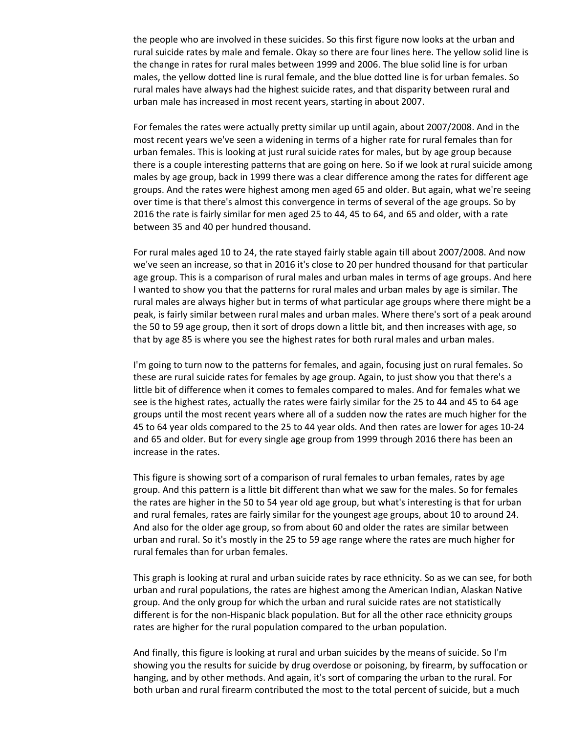the people who are involved in these suicides. So this first figure now looks at the urban and rural suicide rates by male and female. Okay so there are four lines here. The yellow solid line is the change in rates for rural males between 1999 and 2006. The blue solid line is for urban males, the yellow dotted line is rural female, and the blue dotted line is for urban females. So rural males have always had the highest suicide rates, and that disparity between rural and urban male has increased in most recent years, starting in about 2007.

For females the rates were actually pretty similar up until again, about 2007/2008. And in the most recent years we've seen a widening in terms of a higher rate for rural females than for urban females. This is looking at just rural suicide rates for males, but by age group because there is a couple interesting patterns that are going on here. So if we look at rural suicide among males by age group, back in 1999 there was a clear difference among the rates for different age groups. And the rates were highest among men aged 65 and older. But again, what we're seeing over time is that there's almost this convergence in terms of several of the age groups. So by 2016 the rate is fairly similar for men aged 25 to 44, 45 to 64, and 65 and older, with a rate between 35 and 40 per hundred thousand.

For rural males aged 10 to 24, the rate stayed fairly stable again till about 2007/2008. And now we've seen an increase, so that in 2016 it's close to 20 per hundred thousand for that particular age group. This is a comparison of rural males and urban males in terms of age groups. And here I wanted to show you that the patterns for rural males and urban males by age is similar. The rural males are always higher but in terms of what particular age groups where there might be a peak, is fairly similar between rural males and urban males. Where there's sort of a peak around the 50 to 59 age group, then it sort of drops down a little bit, and then increases with age, so that by age 85 is where you see the highest rates for both rural males and urban males.

I'm going to turn now to the patterns for females, and again, focusing just on rural females. So these are rural suicide rates for females by age group. Again, to just show you that there's a little bit of difference when it comes to females compared to males. And for females what we see is the highest rates, actually the rates were fairly similar for the 25 to 44 and 45 to 64 age groups until the most recent years where all of a sudden now the rates are much higher for the 45 to 64 year olds compared to the 25 to 44 year olds. And then rates are lower for ages 10-24 and 65 and older. But for every single age group from 1999 through 2016 there has been an increase in the rates.

This figure is showing sort of a comparison of rural females to urban females, rates by age group. And this pattern is a little bit different than what we saw for the males. So for females the rates are higher in the 50 to 54 year old age group, but what's interesting is that for urban and rural females, rates are fairly similar for the youngest age groups, about 10 to around 24. And also for the older age group, so from about 60 and older the rates are similar between urban and rural. So it's mostly in the 25 to 59 age range where the rates are much higher for rural females than for urban females.

This graph is looking at rural and urban suicide rates by race ethnicity. So as we can see, for both urban and rural populations, the rates are highest among the American Indian, Alaskan Native group. And the only group for which the urban and rural suicide rates are not statistically different is for the non-Hispanic black population. But for all the other race ethnicity groups rates are higher for the rural population compared to the urban population.

And finally, this figure is looking at rural and urban suicides by the means of suicide. So I'm showing you the results for suicide by drug overdose or poisoning, by firearm, by suffocation or hanging, and by other methods. And again, it's sort of comparing the urban to the rural. For both urban and rural firearm contributed the most to the total percent of suicide, but a much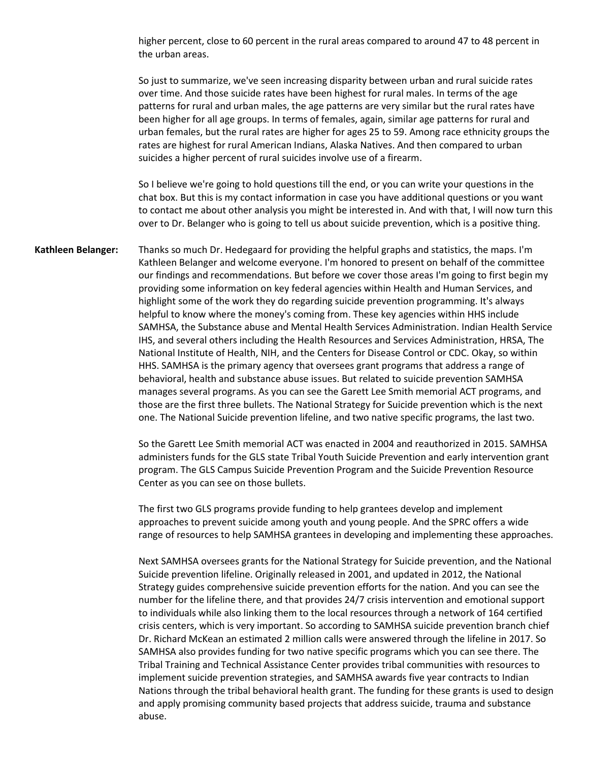higher percent, close to 60 percent in the rural areas compared to around 47 to 48 percent in the urban areas.

So just to summarize, we've seen increasing disparity between urban and rural suicide rates over time. And those suicide rates have been highest for rural males. In terms of the age patterns for rural and urban males, the age patterns are very similar but the rural rates have been higher for all age groups. In terms of females, again, similar age patterns for rural and urban females, but the rural rates are higher for ages 25 to 59. Among race ethnicity groups the rates are highest for rural American Indians, Alaska Natives. And then compared to urban suicides a higher percent of rural suicides involve use of a firearm.

So I believe we're going to hold questions till the end, or you can write your questions in the chat box. But this is my contact information in case you have additional questions or you want to contact me about other analysis you might be interested in. And with that, I will now turn this over to Dr. Belanger who is going to tell us about suicide prevention, which is a positive thing.

**Kathleen Belanger:** Thanks so much Dr. Hedegaard for providing the helpful graphs and statistics, the maps. I'm Kathleen Belanger and welcome everyone. I'm honored to present on behalf of the committee our findings and recommendations. But before we cover those areas I'm going to first begin my providing some information on key federal agencies within Health and Human Services, and highlight some of the work they do regarding suicide prevention programming. It's always helpful to know where the money's coming from. These key agencies within HHS include SAMHSA, the Substance abuse and Mental Health Services Administration. Indian Health Service IHS, and several others including the Health Resources and Services Administration, HRSA, The National Institute of Health, NIH, and the Centers for Disease Control or CDC. Okay, so within HHS. SAMHSA is the primary agency that oversees grant programs that address a range of behavioral, health and substance abuse issues. But related to suicide prevention SAMHSA manages several programs. As you can see the Garett Lee Smith memorial ACT programs, and those are the first three bullets. The National Strategy for Suicide prevention which is the next one. The National Suicide prevention lifeline, and two native specific programs, the last two.

So the Garett Lee Smith memorial ACT was enacted in 2004 and reauthorized in 2015. SAMHSA administers funds for the GLS state Tribal Youth Suicide Prevention and early intervention grant program. The GLS Campus Suicide Prevention Program and the Suicide Prevention Resource Center as you can see on those bullets.

The first two GLS programs provide funding to help grantees develop and implement approaches to prevent suicide among youth and young people. And the SPRC offers a wide range of resources to help SAMHSA grantees in developing and implementing these approaches.

Next SAMHSA oversees grants for the National Strategy for Suicide prevention, and the National Suicide prevention lifeline. Originally released in 2001, and updated in 2012, the National Strategy guides comprehensive suicide prevention efforts for the nation. And you can see the number for the lifeline there, and that provides 24/7 crisis intervention and emotional support to individuals while also linking them to the local resources through a network of 164 certified crisis centers, which is very important. So according to SAMHSA suicide prevention branch chief Dr. Richard McKean an estimated 2 million calls were answered through the lifeline in 2017. So SAMHSA also provides funding for two native specific programs which you can see there. The Tribal Training and Technical Assistance Center provides tribal communities with resources to implement suicide prevention strategies, and SAMHSA awards five year contracts to Indian Nations through the tribal behavioral health grant. The funding for these grants is used to design and apply promising community based projects that address suicide, trauma and substance abuse.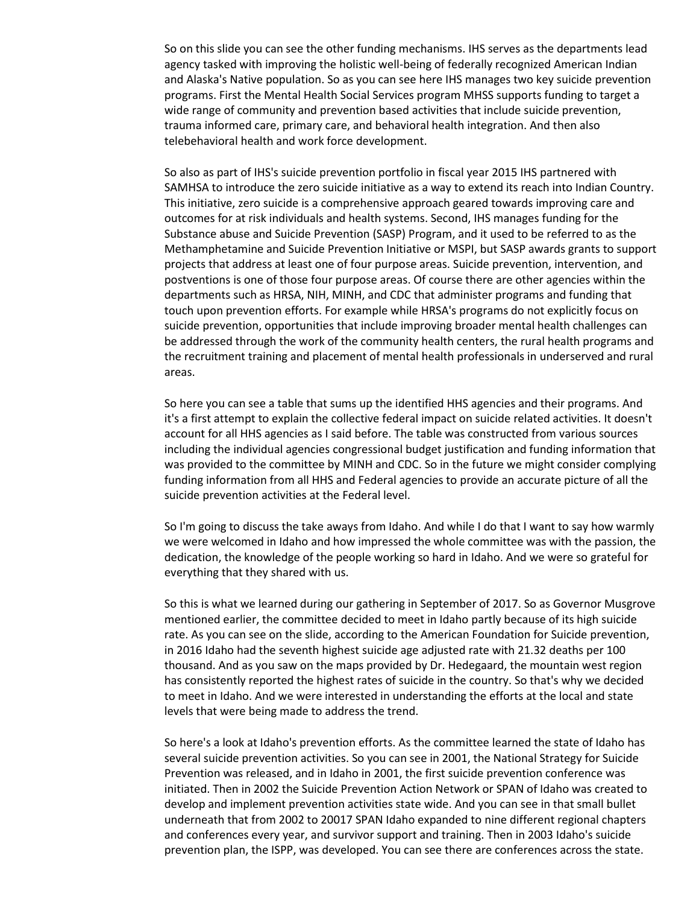So on this slide you can see the other funding mechanisms. IHS serves as the departments lead agency tasked with improving the holistic well-being of federally recognized American Indian and Alaska's Native population. So as you can see here IHS manages two key suicide prevention programs. First the Mental Health Social Services program MHSS supports funding to target a wide range of community and prevention based activities that include suicide prevention, trauma informed care, primary care, and behavioral health integration. And then also telebehavioral health and work force development.

So also as part of IHS's suicide prevention portfolio in fiscal year 2015 IHS partnered with SAMHSA to introduce the zero suicide initiative as a way to extend its reach into Indian Country. This initiative, zero suicide is a comprehensive approach geared towards improving care and outcomes for at risk individuals and health systems. Second, IHS manages funding for the Substance abuse and Suicide Prevention (SASP) Program, and it used to be referred to as the Methamphetamine and Suicide Prevention Initiative or MSPI, but SASP awards grants to support projects that address at least one of four purpose areas. Suicide prevention, intervention, and postventions is one of those four purpose areas. Of course there are other agencies within the departments such as HRSA, NIH, MINH, and CDC that administer programs and funding that touch upon prevention efforts. For example while HRSA's programs do not explicitly focus on suicide prevention, opportunities that include improving broader mental health challenges can be addressed through the work of the community health centers, the rural health programs and the recruitment training and placement of mental health professionals in underserved and rural areas.

So here you can see a table that sums up the identified HHS agencies and their programs. And it's a first attempt to explain the collective federal impact on suicide related activities. It doesn't account for all HHS agencies as I said before. The table was constructed from various sources including the individual agencies congressional budget justification and funding information that was provided to the committee by MINH and CDC. So in the future we might consider complying funding information from all HHS and Federal agencies to provide an accurate picture of all the suicide prevention activities at the Federal level.

So I'm going to discuss the take aways from Idaho. And while I do that I want to say how warmly we were welcomed in Idaho and how impressed the whole committee was with the passion, the dedication, the knowledge of the people working so hard in Idaho. And we were so grateful for everything that they shared with us.

So this is what we learned during our gathering in September of 2017. So as Governor Musgrove mentioned earlier, the committee decided to meet in Idaho partly because of its high suicide rate. As you can see on the slide, according to the American Foundation for Suicide prevention, in 2016 Idaho had the seventh highest suicide age adjusted rate with 21.32 deaths per 100 thousand. And as you saw on the maps provided by Dr. Hedegaard, the mountain west region has consistently reported the highest rates of suicide in the country. So that's why we decided to meet in Idaho. And we were interested in understanding the efforts at the local and state levels that were being made to address the trend.

So here's a look at Idaho's prevention efforts. As the committee learned the state of Idaho has several suicide prevention activities. So you can see in 2001, the National Strategy for Suicide Prevention was released, and in Idaho in 2001, the first suicide prevention conference was initiated. Then in 2002 the Suicide Prevention Action Network or SPAN of Idaho was created to develop and implement prevention activities state wide. And you can see in that small bullet underneath that from 2002 to 20017 SPAN Idaho expanded to nine different regional chapters and conferences every year, and survivor support and training. Then in 2003 Idaho's suicide prevention plan, the ISPP, was developed. You can see there are conferences across the state.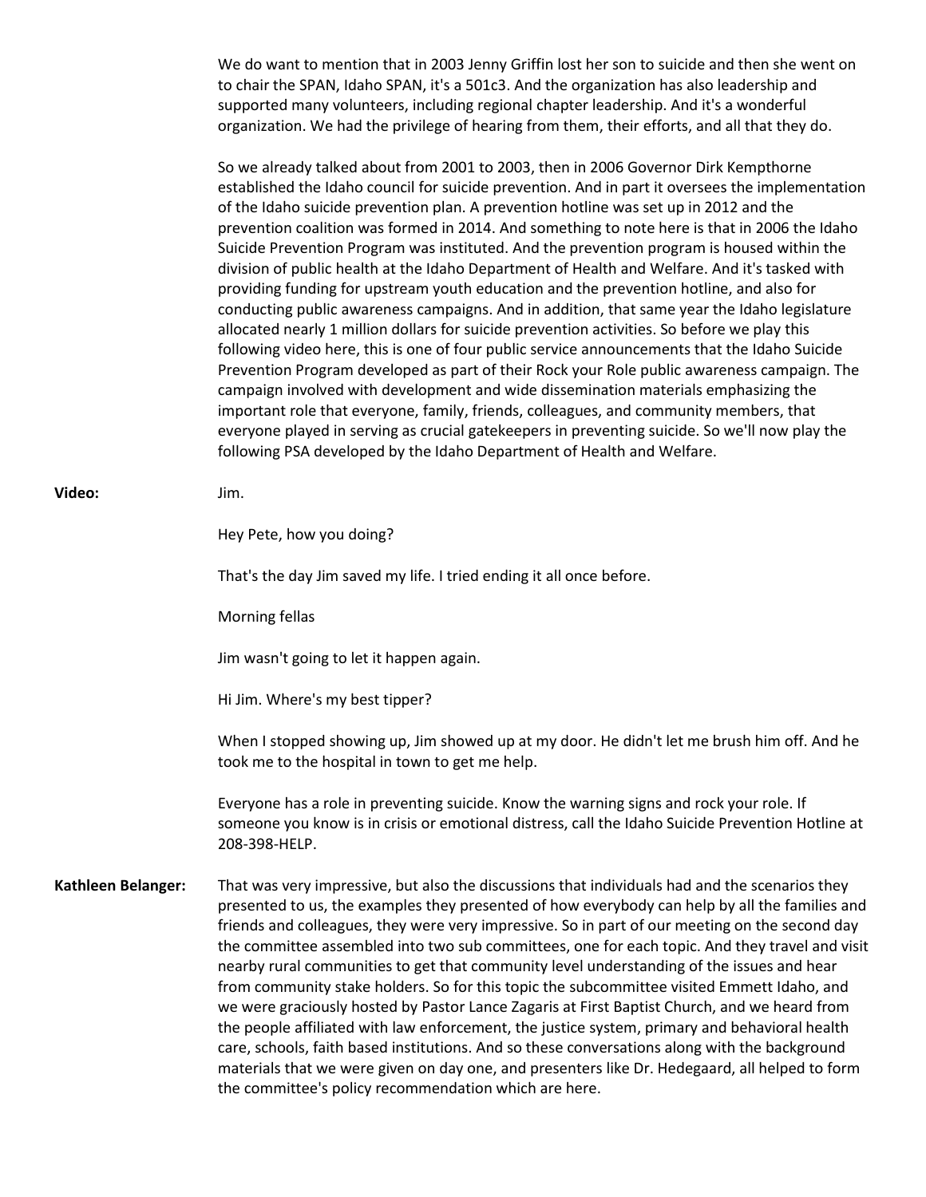We do want to mention that in 2003 Jenny Griffin lost her son to suicide and then she went on to chair the SPAN, Idaho SPAN, it's a 501c3. And the organization has also leadership and supported many volunteers, including regional chapter leadership. And it's a wonderful organization. We had the privilege of hearing from them, their efforts, and all that they do.

So we already talked about from 2001 to 2003, then in 2006 Governor Dirk Kempthorne established the Idaho council for suicide prevention. And in part it oversees the implementation of the Idaho suicide prevention plan. A prevention hotline was set up in 2012 and the prevention coalition was formed in 2014. And something to note here is that in 2006 the Idaho Suicide Prevention Program was instituted. And the prevention program is housed within the division of public health at the Idaho Department of Health and Welfare. And it's tasked with providing funding for upstream youth education and the prevention hotline, and also for conducting public awareness campaigns. And in addition, that same year the Idaho legislature allocated nearly 1 million dollars for suicide prevention activities. So before we play this following video here, this is one of four public service announcements that the Idaho Suicide Prevention Program developed as part of their Rock your Role public awareness campaign. The campaign involved with development and wide dissemination materials emphasizing the important role that everyone, family, friends, colleagues, and community members, that everyone played in serving as crucial gatekeepers in preventing suicide. So we'll now play the following PSA developed by the Idaho Department of Health and Welfare.

**Video:** Jim.

Hey Pete, how you doing?

That's the day Jim saved my life. I tried ending it all once before.

Morning fellas

Jim wasn't going to let it happen again.

Hi Jim. Where's my best tipper?

When I stopped showing up, Jim showed up at my door. He didn't let me brush him off. And he took me to the hospital in town to get me help.

Everyone has a role in preventing suicide. Know the warning signs and rock your role. If someone you know is in crisis or emotional distress, call the Idaho Suicide Prevention Hotline at 208-398-HELP.

**Kathleen Belanger:** That was very impressive, but also the discussions that individuals had and the scenarios they presented to us, the examples they presented of how everybody can help by all the families and friends and colleagues, they were very impressive. So in part of our meeting on the second day the committee assembled into two sub committees, one for each topic. And they travel and visit nearby rural communities to get that community level understanding of the issues and hear from community stake holders. So for this topic the subcommittee visited Emmett Idaho, and we were graciously hosted by Pastor Lance Zagaris at First Baptist Church, and we heard from the people affiliated with law enforcement, the justice system, primary and behavioral health care, schools, faith based institutions. And so these conversations along with the background materials that we were given on day one, and presenters like Dr. Hedegaard, all helped to form the committee's policy recommendation which are here.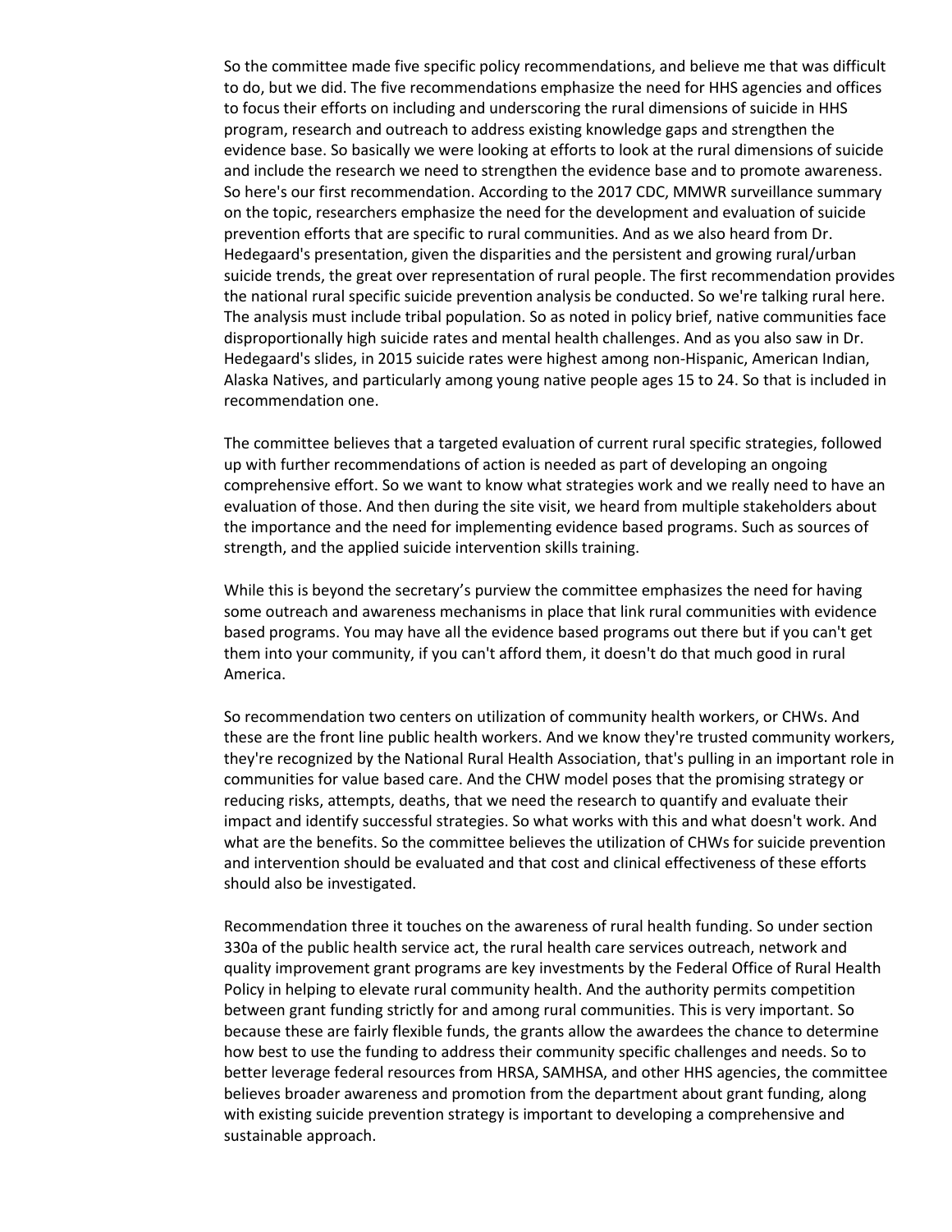So the committee made five specific policy recommendations, and believe me that was difficult to do, but we did. The five recommendations emphasize the need for HHS agencies and offices to focus their efforts on including and underscoring the rural dimensions of suicide in HHS program, research and outreach to address existing knowledge gaps and strengthen the evidence base. So basically we were looking at efforts to look at the rural dimensions of suicide and include the research we need to strengthen the evidence base and to promote awareness. So here's our first recommendation. According to the 2017 CDC, MMWR surveillance summary on the topic, researchers emphasize the need for the development and evaluation of suicide prevention efforts that are specific to rural communities. And as we also heard from Dr. Hedegaard's presentation, given the disparities and the persistent and growing rural/urban suicide trends, the great over representation of rural people. The first recommendation provides the national rural specific suicide prevention analysis be conducted. So we're talking rural here. The analysis must include tribal population. So as noted in policy brief, native communities face disproportionally high suicide rates and mental health challenges. And as you also saw in Dr. Hedegaard's slides, in 2015 suicide rates were highest among non-Hispanic, American Indian, Alaska Natives, and particularly among young native people ages 15 to 24. So that is included in recommendation one.

The committee believes that a targeted evaluation of current rural specific strategies, followed up with further recommendations of action is needed as part of developing an ongoing comprehensive effort. So we want to know what strategies work and we really need to have an evaluation of those. And then during the site visit, we heard from multiple stakeholders about the importance and the need for implementing evidence based programs. Such as sources of strength, and the applied suicide intervention skills training.

While this is beyond the secretary's purview the committee emphasizes the need for having some outreach and awareness mechanisms in place that link rural communities with evidence based programs. You may have all the evidence based programs out there but if you can't get them into your community, if you can't afford them, it doesn't do that much good in rural America.

So recommendation two centers on utilization of community health workers, or CHWs. And these are the front line public health workers. And we know they're trusted community workers, they're recognized by the National Rural Health Association, that's pulling in an important role in communities for value based care. And the CHW model poses that the promising strategy or reducing risks, attempts, deaths, that we need the research to quantify and evaluate their impact and identify successful strategies. So what works with this and what doesn't work. And what are the benefits. So the committee believes the utilization of CHWs for suicide prevention and intervention should be evaluated and that cost and clinical effectiveness of these efforts should also be investigated.

Recommendation three it touches on the awareness of rural health funding. So under section 330a of the public health service act, the rural health care services outreach, network and quality improvement grant programs are key investments by the Federal Office of Rural Health Policy in helping to elevate rural community health. And the authority permits competition between grant funding strictly for and among rural communities. This is very important. So because these are fairly flexible funds, the grants allow the awardees the chance to determine how best to use the funding to address their community specific challenges and needs. So to better leverage federal resources from HRSA, SAMHSA, and other HHS agencies, the committee believes broader awareness and promotion from the department about grant funding, along with existing suicide prevention strategy is important to developing a comprehensive and sustainable approach.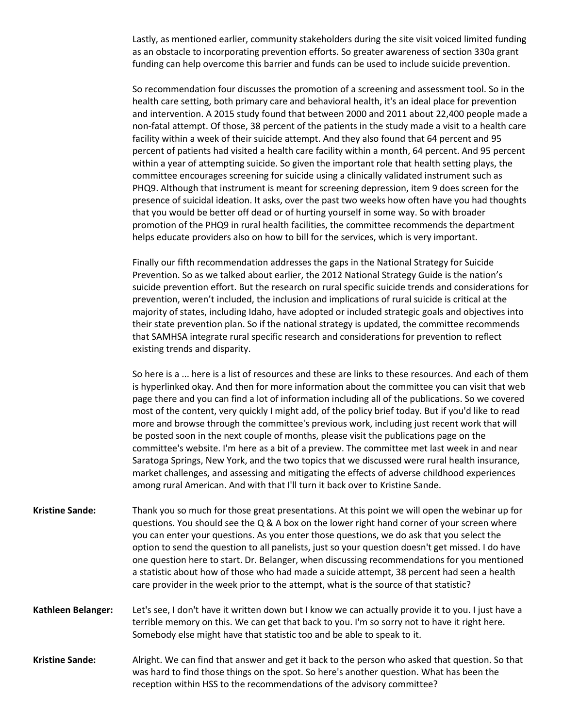Lastly, as mentioned earlier, community stakeholders during the site visit voiced limited funding as an obstacle to incorporating prevention efforts. So greater awareness of section 330a grant funding can help overcome this barrier and funds can be used to include suicide prevention.

So recommendation four discusses the promotion of a screening and assessment tool. So in the health care setting, both primary care and behavioral health, it's an ideal place for prevention and intervention. A 2015 study found that between 2000 and 2011 about 22,400 people made a non-fatal attempt. Of those, 38 percent of the patients in the study made a visit to a health care facility within a week of their suicide attempt. And they also found that 64 percent and 95 percent of patients had visited a health care facility within a month, 64 percent. And 95 percent within a year of attempting suicide. So given the important role that health setting plays, the committee encourages screening for suicide using a clinically validated instrument such as PHQ9. Although that instrument is meant for screening depression, item 9 does screen for the presence of suicidal ideation. It asks, over the past two weeks how often have you had thoughts that you would be better off dead or of hurting yourself in some way. So with broader promotion of the PHQ9 in rural health facilities, the committee recommends the department helps educate providers also on how to bill for the services, which is very important.

Finally our fifth recommendation addresses the gaps in the National Strategy for Suicide Prevention. So as we talked about earlier, the 2012 National Strategy Guide is the nation's suicide prevention effort. But the research on rural specific suicide trends and considerations for prevention, weren't included, the inclusion and implications of rural suicide is critical at the majority of states, including Idaho, have adopted or included strategic goals and objectives into their state prevention plan. So if the national strategy is updated, the committee recommends that SAMHSA integrate rural specific research and considerations for prevention to reflect existing trends and disparity.

So here is a ... here is a list of resources and these are links to these resources. And each of them is hyperlinked okay. And then for more information about the committee you can visit that web page there and you can find a lot of information including all of the publications. So we covered most of the content, very quickly I might add, of the policy brief today. But if you'd like to read more and browse through the committee's previous work, including just recent work that will be posted soon in the next couple of months, please visit the publications page on the committee's website. I'm here as a bit of a preview. The committee met last week in and near Saratoga Springs, New York, and the two topics that we discussed were rural health insurance, market challenges, and assessing and mitigating the effects of adverse childhood experiences among rural American. And with that I'll turn it back over to Kristine Sande.

**Kristine Sande:** Thank you so much for those great presentations. At this point we will open the webinar up for questions. You should see the Q & A box on the lower right hand corner of your screen where you can enter your questions. As you enter those questions, we do ask that you select the option to send the question to all panelists, just so your question doesn't get missed. I do have one question here to start. Dr. Belanger, when discussing recommendations for you mentioned a statistic about how of those who had made a suicide attempt, 38 percent had seen a health care provider in the week prior to the attempt, what is the source of that statistic?

**Kathleen Belanger:** Let's see, I don't have it written down but I know we can actually provide it to you. I just have a terrible memory on this. We can get that back to you. I'm so sorry not to have it right here. Somebody else might have that statistic too and be able to speak to it.

**Kristine Sande:** Alright. We can find that answer and get it back to the person who asked that question. So that was hard to find those things on the spot. So here's another question. What has been the reception within HSS to the recommendations of the advisory committee?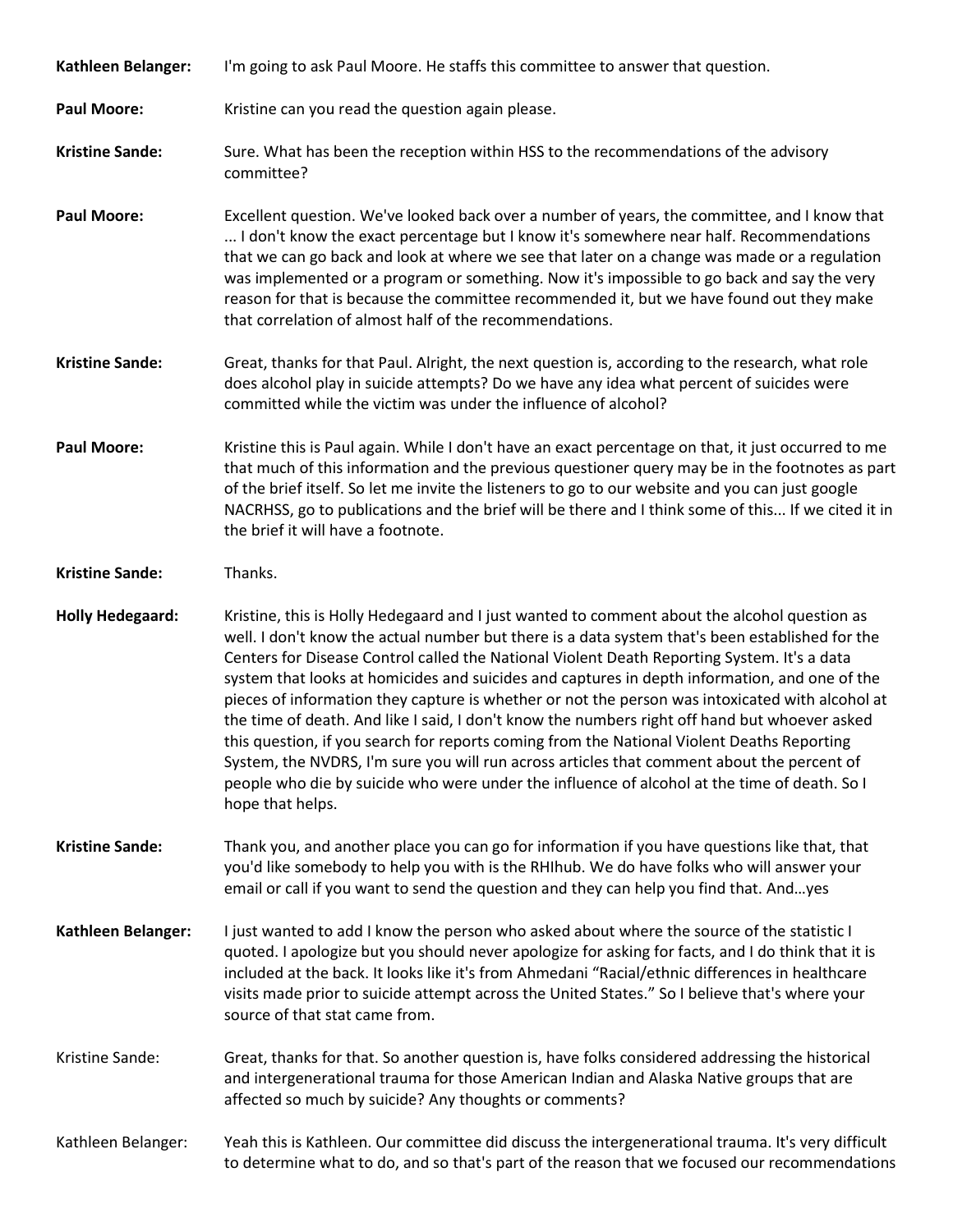**Kathleen Belanger:** I'm going to ask Paul Moore. He staffs this committee to answer that question.

**Paul Moore:** Kristine can you read the question again please.

**Kristine Sande:** Sure. What has been the reception within HSS to the recommendations of the advisory committee?

**Paul Moore:** Excellent question. We've looked back over a number of years, the committee, and I know that ... I don't know the exact percentage but I know it's somewhere near half. Recommendations that we can go back and look at where we see that later on a change was made or a regulation was implemented or a program or something. Now it's impossible to go back and say the very reason for that is because the committee recommended it, but we have found out they make that correlation of almost half of the recommendations.

**Kristine Sande:** Great, thanks for that Paul. Alright, the next question is, according to the research, what role does alcohol play in suicide attempts? Do we have any idea what percent of suicides were committed while the victim was under the influence of alcohol?

**Paul Moore:** Kristine this is Paul again. While I don't have an exact percentage on that, it just occurred to me that much of this information and the previous questioner query may be in the footnotes as part of the brief itself. So let me invite the listeners to go to our website and you can just google NACRHSS, go to publications and the brief will be there and I think some of this... If we cited it in the brief it will have a footnote.

**Kristine Sande:** Thanks.

**Holly Hedegaard:** Kristine, this is Holly Hedegaard and I just wanted to comment about the alcohol question as well. I don't know the actual number but there is a data system that's been established for the Centers for Disease Control called the National Violent Death Reporting System. It's a data system that looks at homicides and suicides and captures in depth information, and one of the pieces of information they capture is whether or not the person was intoxicated with alcohol at the time of death. And like I said, I don't know the numbers right off hand but whoever asked this question, if you search for reports coming from the National Violent Deaths Reporting System, the NVDRS, I'm sure you will run across articles that comment about the percent of people who die by suicide who were under the influence of alcohol at the time of death. So I hope that helps.

**Kristine Sande:** Thank you, and another place you can go for information if you have questions like that, that you'd like somebody to help you with is the RHIhub. We do have folks who will answer your email or call if you want to send the question and they can help you find that. And…yes

**Kathleen Belanger:** I just wanted to add I know the person who asked about where the source of the statistic I quoted. I apologize but you should never apologize for asking for facts, and I do think that it is included at the back. It looks like it's from Ahmedani "Racial/ethnic differences in healthcare visits made prior to suicide attempt across the United States." So I believe that's where your source of that stat came from.

Kristine Sande: Great, thanks for that. So another question is, have folks considered addressing the historical and intergenerational trauma for those American Indian and Alaska Native groups that are affected so much by suicide? Any thoughts or comments?

Kathleen Belanger: Yeah this is Kathleen. Our committee did discuss the intergenerational trauma. It's very difficult to determine what to do, and so that's part of the reason that we focused our recommendations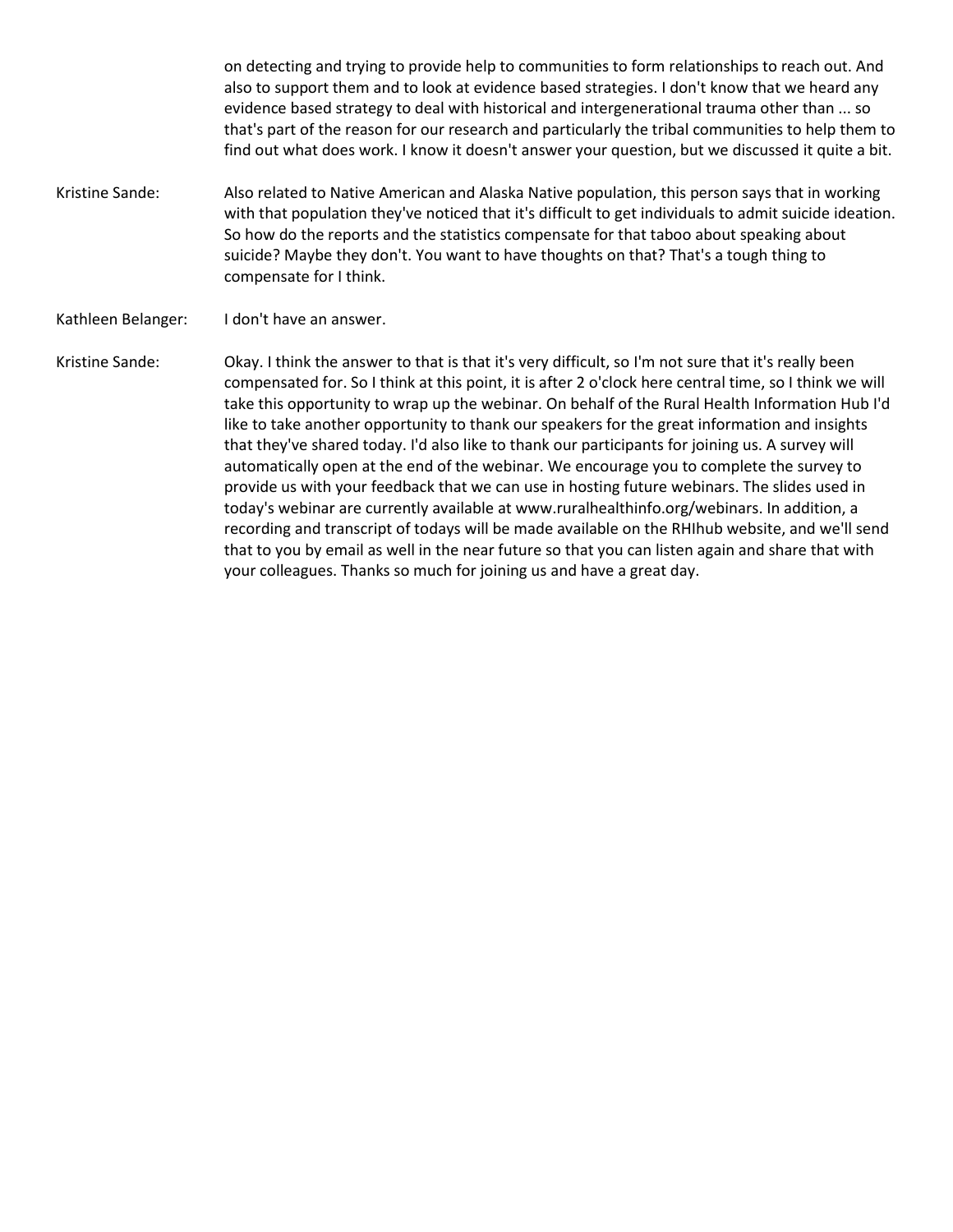on detecting and trying to provide help to communities to form relationships to reach out. And also to support them and to look at evidence based strategies. I don't know that we heard any evidence based strategy to deal with historical and intergenerational trauma other than ... so that's part of the reason for our research and particularly the tribal communities to help them to find out what does work. I know it doesn't answer your question, but we discussed it quite a bit.

Kristine Sande: Also related to Native American and Alaska Native population, this person says that in working with that population they've noticed that it's difficult to get individuals to admit suicide ideation. So how do the reports and the statistics compensate for that taboo about speaking about suicide? Maybe they don't. You want to have thoughts on that? That's a tough thing to compensate for I think.

Kathleen Belanger: I don't have an answer.

Kristine Sande: Okay. I think the answer to that is that it's very difficult, so I'm not sure that it's really been compensated for. So I think at this point, it is after 2 o'clock here central time, so I think we will take this opportunity to wrap up the webinar. On behalf of the Rural Health Information Hub I'd like to take another opportunity to thank our speakers for the great information and insights that they've shared today. I'd also like to thank our participants for joining us. A survey will automatically open at the end of the webinar. We encourage you to complete the survey to provide us with your feedback that we can use in hosting future webinars. The slides used in today's webinar are currently available at www.ruralhealthinfo.org/webinars. In addition, a recording and transcript of todays will be made available on the RHIhub website, and we'll send that to you by email as well in the near future so that you can listen again and share that with your colleagues. Thanks so much for joining us and have a great day.